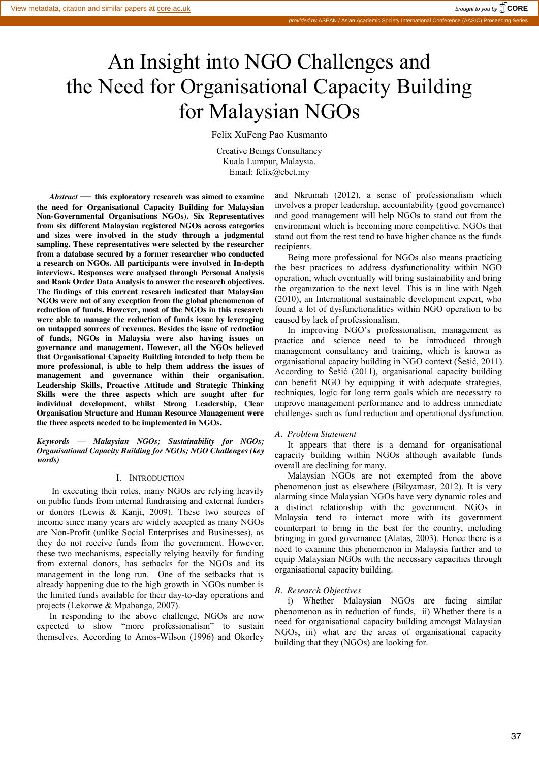# An Insight into NGO Challenges and the Need for Organisational Capacity Building for Malaysian NGOs

Felix XuFeng Pao Kusmanto

Creative Beings Consultancy
Kuala Lumpur, Malaysia.
Email: felix@cbct.my

***Abstract* — this exploratory research was aimed to examine the need for Organisational Capacity Building for Malaysian Non-Governmental Organisations NGOs). Six Representatives from six different Malaysian registered NGOs across categories and sizes were involved in the study through a judgmental sampling. These representatives were selected by the researcher from a database secured by a former researcher who conducted a research on NGOs. All participants were involved in In-depth interviews. Responses were analysed through Personal Analysis and Rank Order Data Analysis to answer the research objectives. The findings of this current research indicated that Malaysian NGOs were not of any exception from the global phenomenon of reduction of funds. However, most of the NGOs in this research were able to manage the reduction of funds issue by leveraging on untapped sources of revenues. Besides the issue of reduction of funds, NGOs in Malaysia were also having issues on governance and management. However, all the NGOs believed that Organisational Capacity Building intended to help them be more professional, is able to help them address the issues of management and governance within their organisation. Leadership Skills, Proactive Attitude and Strategic Thinking Skills were the three aspects which are sought after for individual development, whilst Strong Leadership, Clear Organisation Structure and Human Resource Management were the three aspects needed to be implemented in NGOs.**

***Keywords — Malaysian NGOs; Sustainability for NGOs; Organisational Capacity Building for NGOs; NGO Challenges (key words)***

## I. Introduction

In executing their roles, many NGOs are relying heavily on public funds from internal fundraising and external funders or donors (Lewis & Kanji, 2009). These two sources of income since many years are widely accepted as many NGOs are Non-Profit (unlike Social Enterprises and Businesses), as they do not receive funds from the government. However, these two mechanisms, especially relying heavily for funding from external donors, has setbacks for the NGOs and its management in the long run. One of the setbacks that is already happening due to the high growth in NGOs number is the limited funds available for their day-to-day operations and projects (Lekorwe & Mpabanga, 2007).

In responding to the above challenge, NGOs are now expected to show "more professionalism" to sustain themselves. According to Amos-Wilson (1996) and Okorley and Nkrumah (2012), a sense of professionalism which involves a proper leadership, accountability (good governance) and good management will help NGOs to stand out from the environment which is becoming more competitive. NGOs that stand out from the rest tend to have higher chance as the funds recipients.

Being more professional for NGOs also means practicing the best practices to address dysfunctionality within NGO operation, which eventually will bring sustainability and bring the organization to the next level. This is in line with Ngeh (2010), an International sustainable development expert, who found a lot of dysfunctionalities within NGO operation to be caused by lack of professionalism.

In improving NGO's professionalism, management as practice and science need to be introduced through management consultancy and training, which is known as organisational capacity building in NGO context (Šešić, 2011). According to Šešić (2011), organisational capacity building can benefit NGO by equipping it with adequate strategies, techniques, logic for long term goals which are necessary to improve management performance and to address immediate challenges such as fund reduction and operational dysfunction.

### *A. Problem Statement*

It appears that there is a demand for organisational capacity building within NGOs although available funds overall are declining for many.

Malaysian NGOs are not exempted from the above phenomenon just as elsewhere (Bikyamasr, 2012). It is very alarming since Malaysian NGOs have very dynamic roles and a distinct relationship with the government. NGOs in Malaysia tend to interact more with its government counterpart to bring in the best for the country, including bringing in good governance (Alatas, 2003). Hence there is a need to examine this phenomenon in Malaysia further and to equip Malaysian NGOs with the necessary capacities through organisational capacity building.

### *B. Research Objectives*

i) Whether Malaysian NGOs are facing similar phenomenon as in reduction of funds, ii) Whether there is a need for organisational capacity building amongst Malaysian NGOs, iii) what are the areas of organisational capacity building that they (NGOs) are looking for.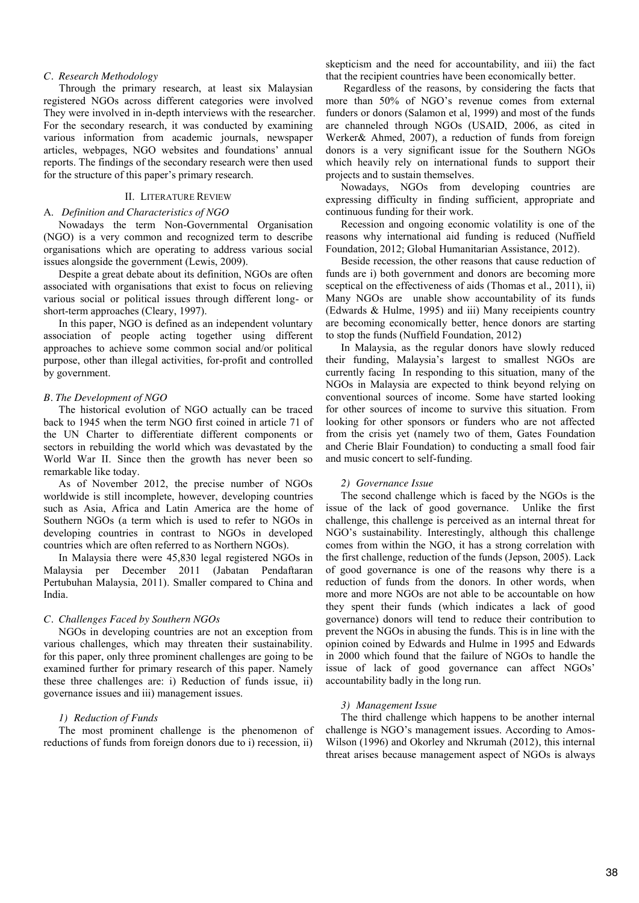### *C. Research Methodology*

Through the primary research, at least six Malaysian registered NGOs across different categories were involved They were involved in in-depth interviews with the researcher. For the secondary research, it was conducted by examining various information from academic journals, newspaper articles, webpages, NGO websites and foundations' annual reports. The findings of the secondary research were then used for the structure of this paper's primary research.

## II. LITERATURE REVIEW

### A. *Definition and Characteristics of NGO*

Nowadays the term Non-Governmental Organisation (NGO) is a very common and recognized term to describe organisations which are operating to address various social issues alongside the government (Lewis, 2009).

Despite a great debate about its definition, NGOs are often associated with organisations that exist to focus on relieving various social or political issues through different long- or short-term approaches (Cleary, 1997).

In this paper, NGO is defined as an independent voluntary association of people acting together using different approaches to achieve some common social and/or political purpose, other than illegal activities, for-profit and controlled by government.

### *B. The Development of NGO*

The historical evolution of NGO actually can be traced back to 1945 when the term NGO first coined in article 71 of the UN Charter to differentiate different components or sectors in rebuilding the world which was devastated by the World War II. Since then the growth has never been so remarkable like today.

As of November 2012, the precise number of NGOs worldwide is still incomplete, however, developing countries such as Asia, Africa and Latin America are the home of Southern NGOs (a term which is used to refer to NGOs in developing countries in contrast to NGOs in developed countries which are often referred to as Northern NGOs).

In Malaysia there were 45,830 legal registered NGOs in Malaysia per December 2011 (Jabatan Pendaftaran Pertubuhan Malaysia, 2011). Smaller compared to China and India.

### *C. Challenges Faced by Southern NGOs*

NGOs in developing countries are not an exception from various challenges, which may threaten their sustainability. for this paper, only three prominent challenges are going to be examined further for primary research of this paper. Namely these three challenges are: i) Reduction of funds issue, ii) governance issues and iii) management issues.

#### *1) Reduction of Funds*

The most prominent challenge is the phenomenon of reductions of funds from foreign donors due to i) recession, ii) skepticism and the need for accountability, and iii) the fact that the recipient countries have been economically better.

Regardless of the reasons, by considering the facts that more than 50% of NGO's revenue comes from external funders or donors (Salamon et al, 1999) and most of the funds are channeled through NGOs (USAID, 2006, as cited in Werker& Ahmed, 2007), a reduction of funds from foreign donors is a very significant issue for the Southern NGOs which heavily rely on international funds to support their projects and to sustain themselves.

Nowadays, NGOs from developing countries are expressing difficulty in finding sufficient, appropriate and continuous funding for their work.

Recession and ongoing economic volatility is one of the reasons why international aid funding is reduced (Nuffield Foundation, 2012; Global Humanitarian Assistance, 2012).

Beside recession, the other reasons that cause reduction of funds are i) both government and donors are becoming more sceptical on the effectiveness of aids (Thomas et al., 2011), ii) Many NGOs are unable show accountability of its funds (Edwards & Hulme, 1995) and iii) Many receipients country are becoming economically better, hence donors are starting to stop the funds (Nuffield Foundation, 2012)

In Malaysia, as the regular donors have slowly reduced their funding, Malaysia's largest to smallest NGOs are currently facing In responding to this situation, many of the NGOs in Malaysia are expected to think beyond relying on conventional sources of income. Some have started looking for other sources of income to survive this situation. From looking for other sponsors or funders who are not affected from the crisis yet (namely two of them, Gates Foundation and Cherie Blair Foundation) to conducting a small food fair and music concert to self-funding.

#### *2) Governance Issue*

The second challenge which is faced by the NGOs is the issue of the lack of good governance. Unlike the first challenge, this challenge is perceived as an internal threat for NGO's sustainability. Interestingly, although this challenge comes from within the NGO, it has a strong correlation with the first challenge, reduction of the funds (Jepson, 2005). Lack of good governance is one of the reasons why there is a reduction of funds from the donors. In other words, when more and more NGOs are not able to be accountable on how they spent their funds (which indicates a lack of good governance) donors will tend to reduce their contribution to prevent the NGOs in abusing the funds. This is in line with the opinion coined by Edwards and Hulme in 1995 and Edwards in 2000 which found that the failure of NGOs to handle the issue of lack of good governance can affect NGOs' accountability badly in the long run.

#### *3) Management Issue*

The third challenge which happens to be another internal challenge is NGO's management issues. According to Amos-Wilson (1996) and Okorley and Nkrumah (2012), this internal threat arises because management aspect of NGOs is always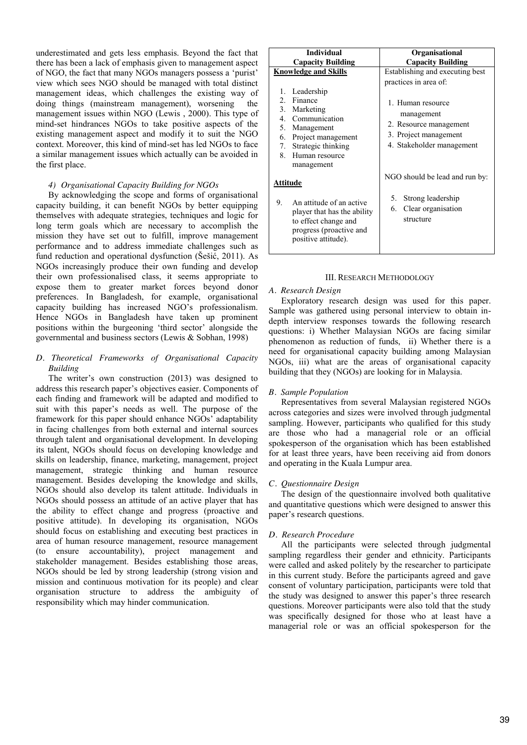underestimated and gets less emphasis. Beyond the fact that there has been a lack of emphasis given to management aspect of NGO, the fact that many NGOs managers possess a 'purist' view which sees NGO should be managed with total distinct management ideas, which challenges the existing way of doing things (mainstream management), worsening the management issues within NGO (Lewis , 2000). This type of mind-set hindrances NGOs to take positive aspects of the existing management aspect and modify it to suit the NGO context. Moreover, this kind of mind-set has led NGOs to face a similar management issues which actually can be avoided in the first place.

#### *4) Organisational Capacity Building for NGOs*

By acknowledging the scope and forms of organisational capacity building, it can benefit NGOs by better equipping themselves with adequate strategies, techniques and logic for long term goals which are necessary to accomplish the mission they have set out to fulfill, improve management performance and to address immediate challenges such as fund reduction and operational dysfunction (Šešić, 2011). As NGOs increasingly produce their own funding and develop their own professionalised class, it seems appropriate to expose them to greater market forces beyond donor preferences. In Bangladesh, for example, organisational capacity building has increased NGO's professionalism. Hence NGOs in Bangladesh have taken up prominent positions within the burgeoning 'third sector' alongside the governmental and business sectors (Lewis & Sobhan, 1998)

### *D. Theoretical Frameworks of Organisational Capacity Building*

The writer's own construction (2013) was designed to address this research paper's objectives easier. Components of each finding and framework will be adapted and modified to suit with this paper's needs as well. The purpose of the framework for this paper should enhance NGOs' adaptability in facing challenges from both external and internal sources through talent and organisational development. In developing its talent, NGOs should focus on developing knowledge and skills on leadership, finance, marketing, management, project management, strategic thinking and human resource management. Besides developing the knowledge and skills, NGOs should also develop its talent attitude. Individuals in NGOs should possess an attitude of an active player that has the ability to effect change and progress (proactive and positive attitude). In developing its organisation, NGOs should focus on establishing and executing best practices in area of human resource management, resource management (to ensure accountability), project management and stakeholder management. Besides establishing those areas, NGOs should be led by strong leadership (strong vision and mission and continuous motivation for its people) and clear organisation structure to address the ambiguity of responsibility which may hinder communication.

| Individual Capacity Building | Organisational Capacity Building |
|---|---|
| **Knowledge and Skills**<br>1. Leadership<br>2. Finance<br>3. Marketing<br>4. Communication<br>5. Management<br>6. Project management<br>7. Strategic thinking<br>8. Human resource management | Establishing and executing best practices in area of:<br>1. Human resource management<br>2. Resource management<br>3. Project management<br>4. Stakeholder management |
| **Attitude**<br>9. An attitude of an active player that has the ability to effect change and progress (proactive and positive attitude). | NGO should be lead and run by:<br>5. Strong leadership<br>6. Clear organisation structure |

## III. Research Methodology

### *A. Research Design*

Exploratory research design was used for this paper. Sample was gathered using personal interview to obtain in-depth interview responses towards the following research questions: i) Whether Malaysian NGOs are facing similar phenomenon as reduction of funds, ii) Whether there is a need for organisational capacity building among Malaysian NGOs, iii) what are the areas of organisational capacity building that they (NGOs) are looking for in Malaysia.

### *B. Sample Population*

Representatives from several Malaysian registered NGOs across categories and sizes were involved through judgmental sampling. However, participants who qualified for this study are those who had a managerial role or an official spokesperson of the organisation which has been established for at least three years, have been receiving aid from donors and operating in the Kuala Lumpur area.

### *C. Questionnaire Design*

The design of the questionnaire involved both qualitative and quantitative questions which were designed to answer this paper's research questions.

### *D. Research Procedure*

All the participants were selected through judgmental sampling regardless their gender and ethnicity. Participants were called and asked politely by the researcher to participate in this current study. Before the participants agreed and gave consent of voluntary participation, participants were told that the study was designed to answer this paper's three research questions. Moreover participants were also told that the study was specifically designed for those who at least have a managerial role or was an official spokesperson for the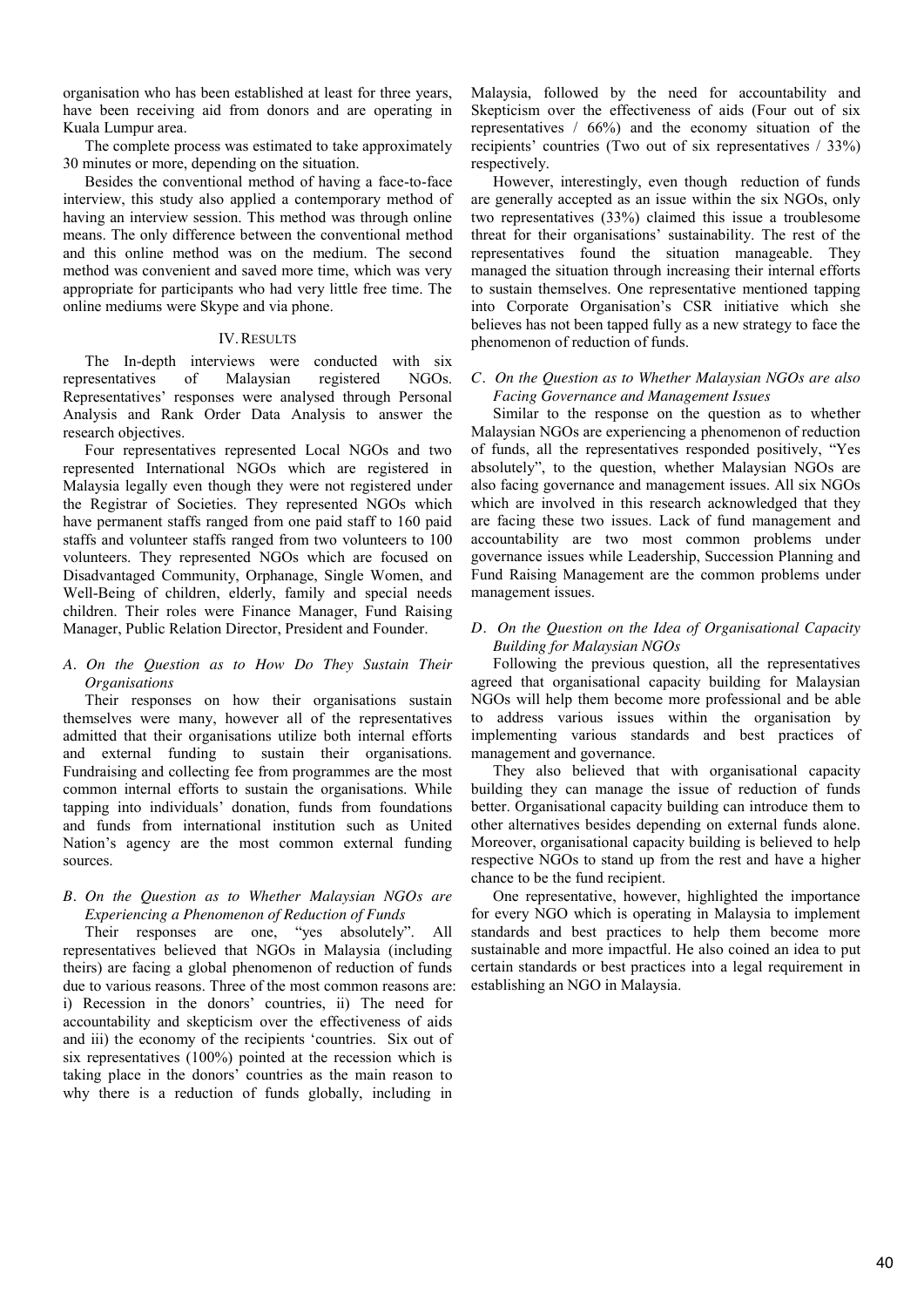organisation who has been established at least for three years, have been receiving aid from donors and are operating in Kuala Lumpur area.

The complete process was estimated to take approximately 30 minutes or more, depending on the situation.

Besides the conventional method of having a face-to-face interview, this study also applied a contemporary method of having an interview session. This method was through online means. The only difference between the conventional method and this online method was on the medium. The second method was convenient and saved more time, which was very appropriate for participants who had very little free time. The online mediums were Skype and via phone.

## IV. Results

The In-depth interviews were conducted with six representatives of Malaysian registered NGOs. Representatives' responses were analysed through Personal Analysis and Rank Order Data Analysis to answer the research objectives.

Four representatives represented Local NGOs and two represented International NGOs which are registered in Malaysia legally even though they were not registered under the Registrar of Societies. They represented NGOs which have permanent staffs ranged from one paid staff to 160 paid staffs and volunteer staffs ranged from two volunteers to 100 volunteers. They represented NGOs which are focused on Disadvantaged Community, Orphanage, Single Women, and Well-Being of children, elderly, family and special needs children. Their roles were Finance Manager, Fund Raising Manager, Public Relation Director, President and Founder.

### *A. On the Question as to How Do They Sustain Their Organisations*

Their responses on how their organisations sustain themselves were many, however all of the representatives admitted that their organisations utilize both internal efforts and external funding to sustain their organisations. Fundraising and collecting fee from programmes are the most common internal efforts to sustain the organisations. While tapping into individuals' donation, funds from foundations and funds from international institution such as United Nation's agency are the most common external funding sources.

### *B. On the Question as to Whether Malaysian NGOs are Experiencing a Phenomenon of Reduction of Funds*

Their responses are one, "yes absolutely". All representatives believed that NGOs in Malaysia (including theirs) are facing a global phenomenon of reduction of funds due to various reasons. Three of the most common reasons are: i) Recession in the donors' countries, ii) The need for accountability and skepticism over the effectiveness of aids and iii) the economy of the recipients 'countries. Six out of six representatives (100%) pointed at the recession which is taking place in the donors' countries as the main reason to why there is a reduction of funds globally, including in Malaysia, followed by the need for accountability and Skepticism over the effectiveness of aids (Four out of six representatives / 66%) and the economy situation of the recipients' countries (Two out of six representatives / 33%) respectively.

However, interestingly, even though reduction of funds are generally accepted as an issue within the six NGOs, only two representatives (33%) claimed this issue a troublesome threat for their organisations' sustainability. The rest of the representatives found the situation manageable. They managed the situation through increasing their internal efforts to sustain themselves. One representative mentioned tapping into Corporate Organisation's CSR initiative which she believes has not been tapped fully as a new strategy to face the phenomenon of reduction of funds.

### *C. On the Question as to Whether Malaysian NGOs are also Facing Governance and Management Issues*

Similar to the response on the question as to whether Malaysian NGOs are experiencing a phenomenon of reduction of funds, all the representatives responded positively, "Yes absolutely", to the question, whether Malaysian NGOs are also facing governance and management issues. All six NGOs which are involved in this research acknowledged that they are facing these two issues. Lack of fund management and accountability are two most common problems under governance issues while Leadership, Succession Planning and Fund Raising Management are the common problems under management issues.

### *D. On the Question on the Idea of Organisational Capacity Building for Malaysian NGOs*

Following the previous question, all the representatives agreed that organisational capacity building for Malaysian NGOs will help them become more professional and be able to address various issues within the organisation by implementing various standards and best practices of management and governance.

They also believed that with organisational capacity building they can manage the issue of reduction of funds better. Organisational capacity building can introduce them to other alternatives besides depending on external funds alone. Moreover, organisational capacity building is believed to help respective NGOs to stand up from the rest and have a higher chance to be the fund recipient.

One representative, however, highlighted the importance for every NGO which is operating in Malaysia to implement standards and best practices to help them become more sustainable and more impactful. He also coined an idea to put certain standards or best practices into a legal requirement in establishing an NGO in Malaysia.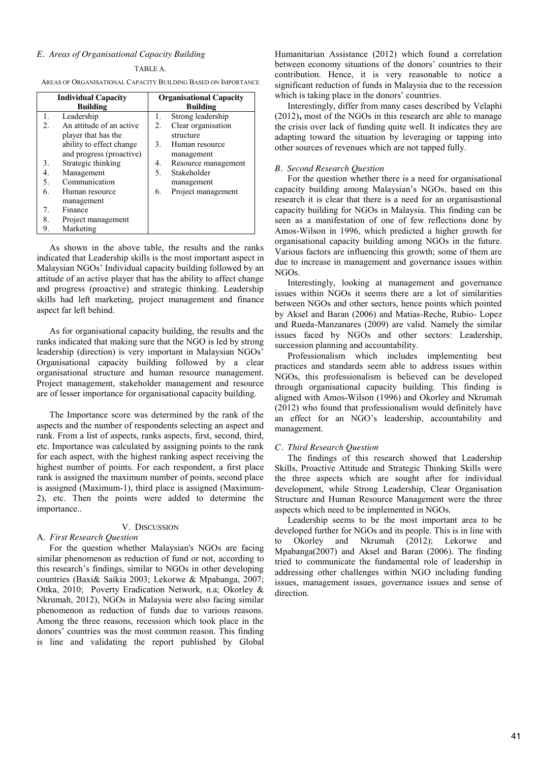### *E. Areas of Organisational Capacity Building*

TABLE A.

AREAS OF ORGANISATIONAL CAPACITY BUILDING BASED ON IMPORTANCE

| Individual Capacity Building | Organisational Capacity Building |
|---|---|
| 1. Leadership | 1. Strong leadership |
| 2. An attitude of an active player that has the ability to effect change and progress (proactive) | 2. Clear organisation structure |
| 3. Strategic thinking | 3. Human resource management |
| 4. Management | 4. Resource management |
| 5. Communication | 5. Stakeholder management |
| 6. Human resource management | 6. Project management |
| 7. Finance | |
| 8. Project management | |
| 9. Marketing | |

As shown in the above table, the results and the ranks indicated that Leadership skills is the most important aspect in Malaysian NGOs' Individual capacity building followed by an attitude of an active player that has the ability to affect change and progress (proactive) and strategic thinking. Leadership skills had left marketing, project management and finance aspect far left behind.

As for organisational capacity building, the results and the ranks indicated that making sure that the NGO is led by strong leadership (direction) is very important in Malaysian NGOs' Organisational capacity building followed by a clear organisational structure and human resource management. Project management, stakeholder management and resource are of lesser importance for organisational capacity building.

The Importance score was determined by the rank of the aspects and the number of respondents selecting an aspect and rank. From a list of aspects, ranks aspects, first, second, third, etc. Importance was calculated by assigning points to the rank for each aspect, with the highest ranking aspect receiving the highest number of points. For each respondent, a first place rank is assigned the maximum number of points, second place is assigned (Maximum-1), third place is assigned (Maximum-2), etc. Then the points were added to determine the importance..

## V. DISCUSSION

### A. *First Research Question*

For the question whether Malaysian's NGOs are facing similar phenomenon as reduction of fund or not, according to this research's findings, similar to NGOs in other developing countries (Baxi& Saikia 2003; Lekorwe & Mpabanga, 2007; Ottka, 2010; Poverty Eradication Network, n.a; Okorley & Nkrumah, 2012), NGOs in Malaysia were also facing similar phenomenon as reduction of funds due to various reasons. Among the three reasons, recession which took place in the donors' countries was the most common reason. This finding is line and validating the report published by Global Humanitarian Assistance (2012) which found a correlation between economy situations of the donors' countries to their contribution. Hence, it is very reasonable to notice a significant reduction of funds in Malaysia due to the recession which is taking place in the donors' countries.

Interestingly, differ from many cases described by Velaphi (2012)**,** most of the NGOs in this research are able to manage the crisis over lack of funding quite well. It indicates they are adapting toward the situation by leveraging or tapping into other sources of revenues which are not tapped fully.

### *B. Second Research Question*

For the question whether there is a need for organisational capacity building among Malaysian's NGOs*,* based on this research it is clear that there is a need for an organisastional capacity building for NGOs in Malaysia. This finding can be seen as a manifestation of one of few reflections done by Amos-Wilson in 1996, which predicted a higher growth for organisational capacity building among NGOs in the future. Various factors are influencing this growth; some of them are due to increase in management and governance issues within NGOs.

Interestingly, looking at management and governance issues within NGOs it seems there are a lot of similarities between NGOs and other sectors, hence points which pointed by Aksel and Baran (2006) and Matias-Reche, Rubio- Lopez and Rueda-Manzanares (2009) are valid. Namely the similar issues faced by NGOs and other sectors: Leadership, succession planning and accountability.

Professionalism which includes implementing best practices and standards seem able to address issues within NGOs, this professionalism is believed can be developed through organisational capacity building. This finding is aligned with Amos-Wilson (1996) and Okorley and Nkrumah (2012) who found that professionalism would definitely have an effect for an NGO's leadership, accountability and management.

### *C. Third Research Question*

The findings of this research showed that Leadership Skills, Proactive Attitude and Strategic Thinking Skills were the three aspects which are sought after for individual development, while Strong Leadership, Clear Organisation Structure and Human Resource Management were the three aspects which need to be implemented in NGOs.

Leadership seems to be the most important area to be developed further for NGOs and its people. This is in line with to Okorley and Nkrumah (2012); Lekorwe and Mpabanga(2007) and Aksel and Baran (2006). The finding tried to communicate the fundamental role of leadership in addressing other challenges within NGO including funding issues, management issues, governance issues and sense of direction.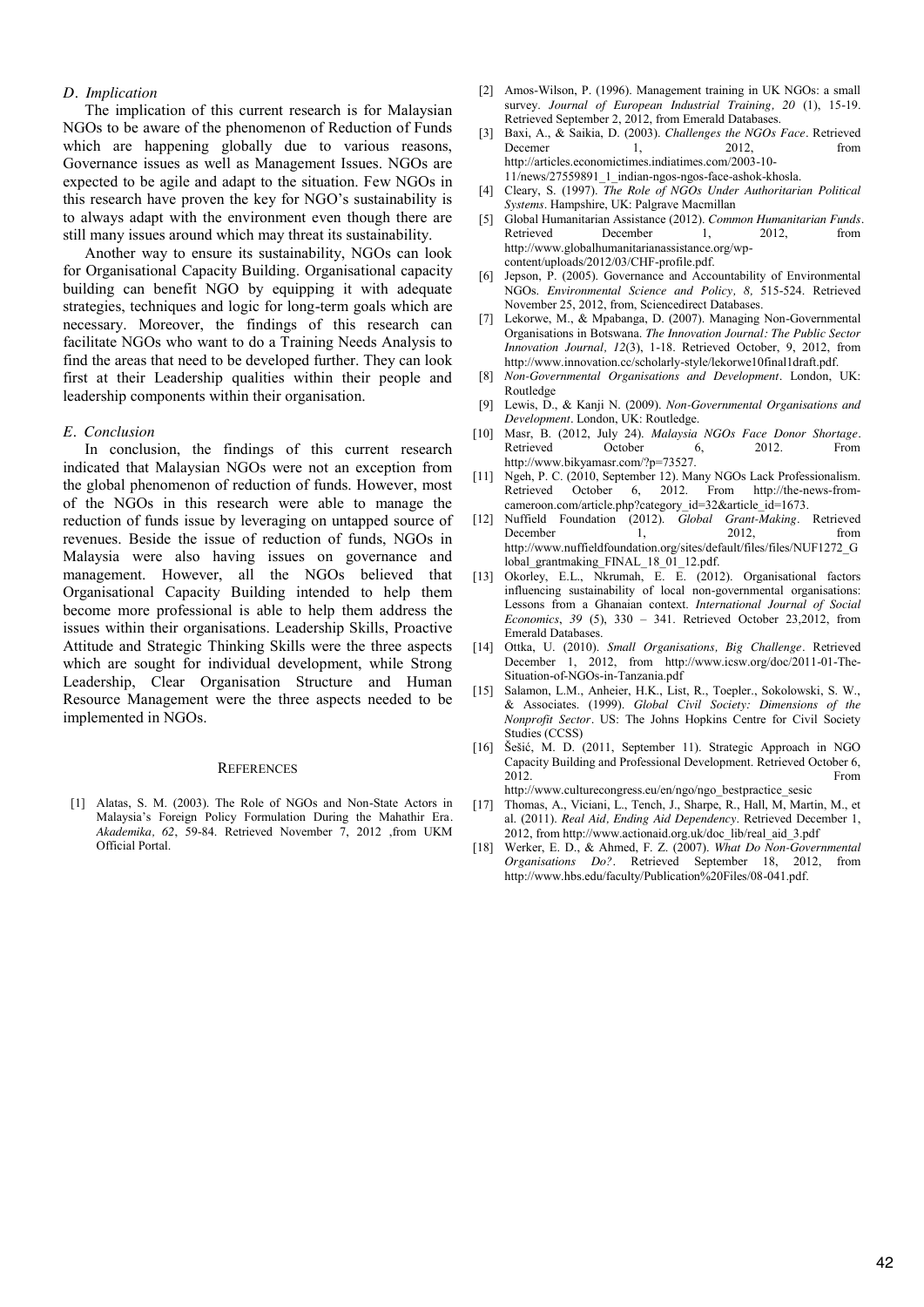### D. Implication

The implication of this current research is for Malaysian NGOs to be aware of the phenomenon of Reduction of Funds which are happening globally due to various reasons, Governance issues as well as Management Issues. NGOs are expected to be agile and adapt to the situation. Few NGOs in this research have proven the key for NGO's sustainability is to always adapt with the environment even though there are still many issues around which may threat its sustainability.

Another way to ensure its sustainability, NGOs can look for Organisational Capacity Building. Organisational capacity building can benefit NGO by equipping it with adequate strategies, techniques and logic for long-term goals which are necessary. Moreover, the findings of this research can facilitate NGOs who want to do a Training Needs Analysis to find the areas that need to be developed further. They can look first at their Leadership qualities within their people and leadership components within their organisation.

### E. Conclusion

In conclusion, the findings of this current research indicated that Malaysian NGOs were not an exception from the global phenomenon of reduction of funds. However, most of the NGOs in this research were able to manage the reduction of funds issue by leveraging on untapped source of revenues. Beside the issue of reduction of funds, NGOs in Malaysia were also having issues on governance and management. However, all the NGOs believed that Organisational Capacity Building intended to help them become more professional is able to help them address the issues within their organisations. Leadership Skills, Proactive Attitude and Strategic Thinking Skills were the three aspects which are sought for individual development, while Strong Leadership, Clear Organisation Structure and Human Resource Management were the three aspects needed to be implemented in NGOs.

## REFERENCES

[1] Alatas, S. M. (2003). The Role of NGOs and Non-State Actors in Malaysia's Foreign Policy Formulation During the Mahathir Era. *Akademika, 62*, 59-84. Retrieved November 7, 2012 ,from UKM Official Portal.

[2] Amos-Wilson, P. (1996). Management training in UK NGOs: a small survey. *Journal of European Industrial Training, 20* (1), 15-19. Retrieved September 2, 2012, from Emerald Databases.

[3] Baxi, A., & Saikia, D. (2003). *Challenges the NGOs Face*. Retrieved Decemer 1, 2012, from http://articles.economictimes.indiatimes.com/2003-10-11/news/27559891_1_indian-ngos-ngos-face-ashok-khosla.

[4] Cleary, S. (1997). *The Role of NGOs Under Authoritarian Political Systems*. Hampshire, UK: Palgrave Macmillan

[5] Global Humanitarian Assistance (2012). *Common Humanitarian Funds*. Retrieved December 1, 2012, from http://www.globalhumanitarianassistance.org/wp-content/uploads/2012/03/CHF-profile.pdf.

[6] Jepson, P. (2005). Governance and Accountability of Environmental NGOs. *Environmental Science and Policy, 8,* 515-524. Retrieved November 25, 2012, from, Sciencedirect Databases.

[7] Lekorwe, M., & Mpabanga, D. (2007). Managing Non-Governmental Organisations in Botswana. *The Innovation Journal: The Public Sector Innovation Journal, 12*(3), 1-18. Retrieved October, 9, 2012, from http://www.innovation.cc/scholarly-style/lekorwe10final1draft.pdf.

[8] *Non-Governmental Organisations and Development*. London, UK: Routledge

[9] Lewis, D., & Kanji N. (2009). *Non-Governmental Organisations and Development*. London, UK: Routledge.

[10] Masr, B. (2012, July 24). *Malaysia NGOs Face Donor Shortage*. Retrieved October 6, 2012. From http://www.bikyamasr.com/?p=73527.

[11] Ngeh, P. C. (2010, September 12). Many NGOs Lack Professionalism. Retrieved October 6, 2012. From http://the-news-from-cameroon.com/article.php?category_id=32&article_id=1673.

[12] Nuffield Foundation (2012). *Global Grant-Making*. Retrieved December 1, 2012, from http://www.nuffieldfoundation.org/sites/default/files/files/NUF1272_Global_grantmaking_FINAL_18_01_12.pdf.

[13] Okorley, E.L., Nkrumah, E. E. (2012). Organisational factors influencing sustainability of local non-governmental organisations: Lessons from a Ghanaian context. *International Journal of Social Economics*, *39* (5), 330 – 341. Retrieved October 23,2012, from Emerald Databases.

[14] Ottka, U. (2010). *Small Organisations, Big Challenge*. Retrieved December 1, 2012, from http://www.icsw.org/doc/2011-01-The-Situation-of-NGOs-in-Tanzania.pdf

[15] Salamon, L.M., Anheier, H.K., List, R., Toepler., Sokolowski, S. W., & Associates. (1999). *Global Civil Society: Dimensions of the Nonprofit Sector*. US: The Johns Hopkins Centre for Civil Society Studies (CCSS)

[16] Šešić, M. D. (2011, September 11). Strategic Approach in NGO Capacity Building and Professional Development. Retrieved October 6, 2012. From http://www.culturecongress.eu/en/ngo/ngo_bestpractice_sesic

[17] Thomas, A., Viciani, L., Tench, J., Sharpe, R., Hall, M, Martin, M., et al. (2011). *Real Aid, Ending Aid Dependency*. Retrieved December 1, 2012, from http://www.actionaid.org.uk/doc_lib/real_aid_3.pdf

[18] Werker, E. D., & Ahmed, F. Z. (2007). *What Do Non-Governmental Organisations Do?*. Retrieved September 18, 2012, from http://www.hbs.edu/faculty/Publication%20Files/08-041.pdf.